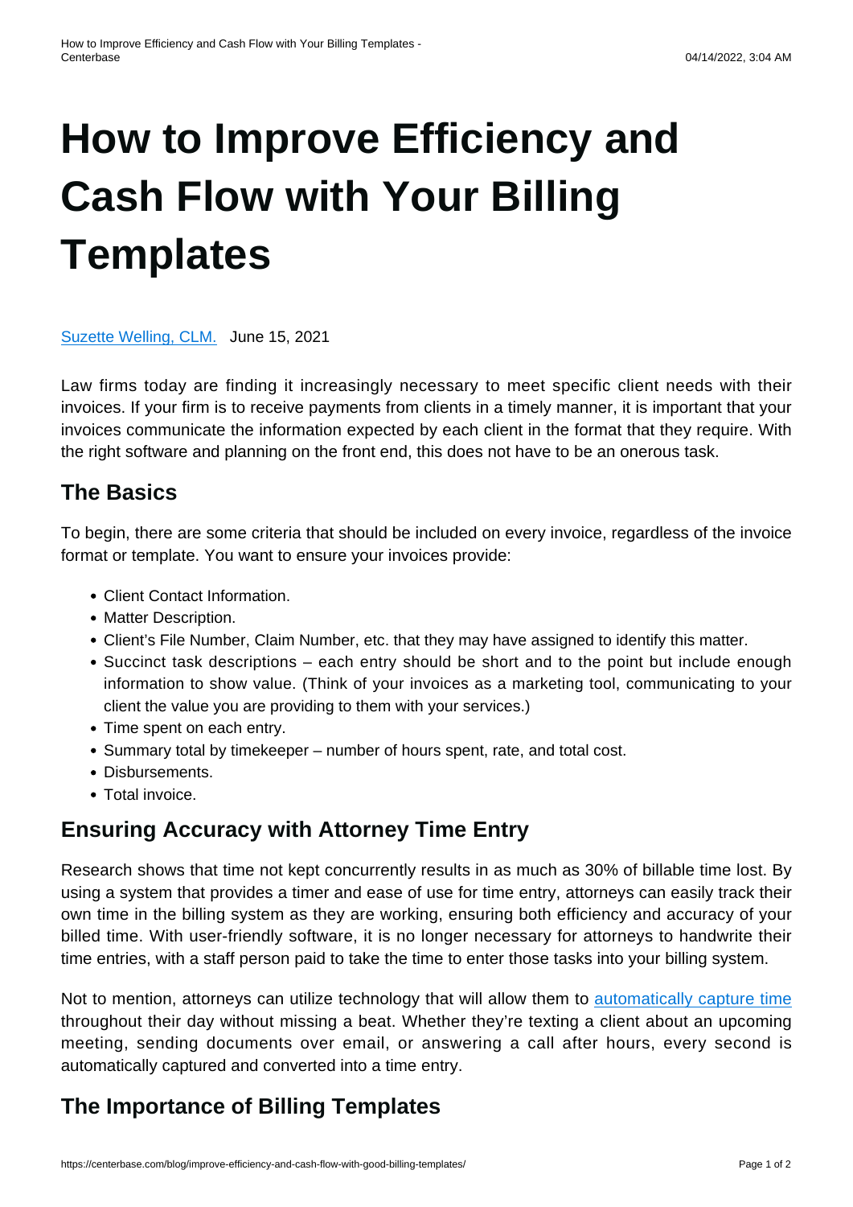# How to Improve Efficiency and Cash Flow with Your Billing Templates

[Suzette Welling, CLM.](#) June 15, 2021

Law firms today are finding it increasingly necessary to meet specific client needs with their invoices. If your firm is to receive payments from clients in a timely manner, it is important that your invoices communicate the information expected by each client in the format that they require. With the right software and planning on the front end, this does not have to be an onerous task.

## The Basics

To begin, there are some criteria that should be included on every invoice, regardless of the invoice format or template. You want to ensure your invoices provide:

- Client Contact Information.
- Matter Description.
- Client's File Number, Claim Number, etc. that they may have assigned to identify this matter.
- Succinct task descriptions – each entry should be short and to the point but include enough information to show value. (Think of your invoices as a marketing tool, communicating to your client the value you are providing to them with your services.)
- Time spent on each entry.
- Summary total by timekeeper – number of hours spent, rate, and total cost.
- Disbursements.
- Total invoice.

## Ensuring Accuracy with Attorney Time Entry

Research shows that time not kept concurrently results in as much as 30% of billable time lost. By using a system that provides a timer and ease of use for time entry, attorneys can easily track their own time in the billing system as they are working, ensuring both efficiency and accuracy of your billed time. With user-friendly software, it is no longer necessary for attorneys to handwrite their time entries, with a staff person paid to take the time to enter those tasks into your billing system.

Not to mention, attorneys can utilize technology that will allow them to [automatically capture time](#) throughout their day without missing a beat. Whether they're texting a client about an upcoming meeting, sending documents over email, or answering a call after hours, every second is automatically captured and converted into a time entry.

## The Importance of Billing Templates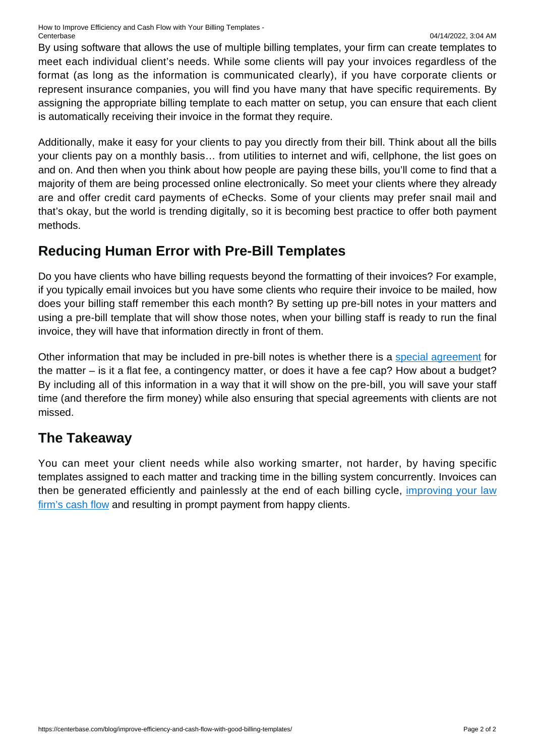By using software that allows the use of multiple billing templates, your firm can create templates to meet each individual client's needs. While some clients will pay your invoices regardless of the format (as long as the information is communicated clearly), if you have corporate clients or represent insurance companies, you will find you have many that have specific requirements. By assigning the appropriate billing template to each matter on setup, you can ensure that each client is automatically receiving their invoice in the format they require.

Additionally, make it easy for your clients to pay you directly from their bill. Think about all the bills your clients pay on a monthly basis… from utilities to internet and wifi, cellphone, the list goes on and on. And then when you think about how people are paying these bills, you'll come to find that a majority of them are being processed online electronically. So meet your clients where they already are and offer credit card payments of eChecks. Some of your clients may prefer snail mail and that's okay, but the world is trending digitally, so it is becoming best practice to offer both payment methods.

## Reducing Human Error with Pre-Bill Templates

Do you have clients who have billing requests beyond the formatting of their invoices? For example, if you typically email invoices but you have some clients who require their invoice to be mailed, how does your billing staff remember this each month? By setting up pre-bill notes in your matters and using a pre-bill template that will show those notes, when your billing staff is ready to run the final invoice, they will have that information directly in front of them.

Other information that may be included in pre-bill notes is whether there is a special agreement for the matter – is it a flat fee, a contingency matter, or does it have a fee cap? How about a budget? By including all of this information in a way that it will show on the pre-bill, you will save your staff time (and therefore the firm money) while also ensuring that special agreements with clients are not missed.

## The Takeaway

You can meet your client needs while also working smarter, not harder, by having specific templates assigned to each matter and tracking time in the billing system concurrently. Invoices can then be generated efficiently and painlessly at the end of each billing cycle, improving your law firm's cash flow and resulting in prompt payment from happy clients.